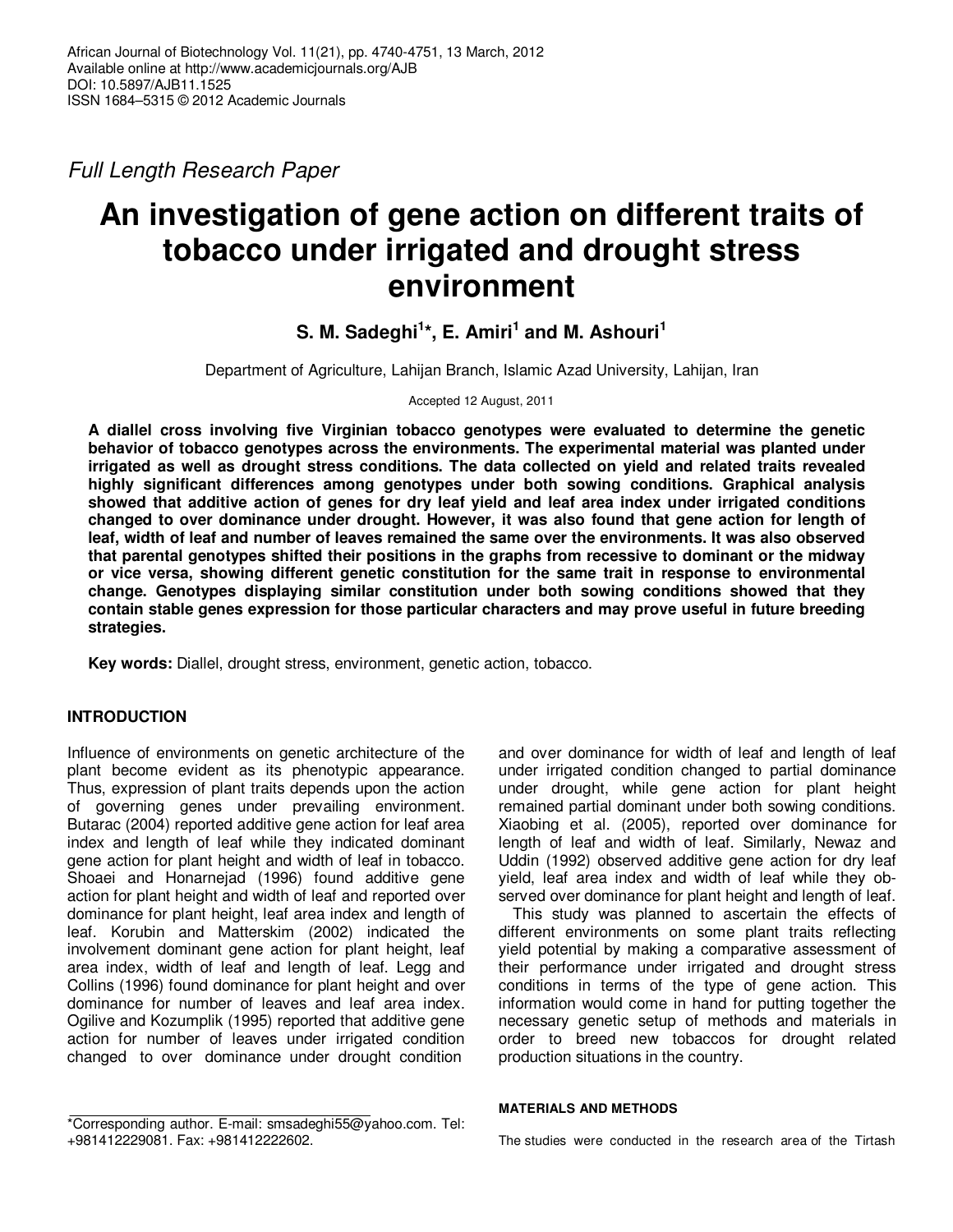African Journal of Biotechnology Vol. 11(21), pp. 4740-4751, 13 March, 2012
Available online at http://www.academicjournals.org/AJB
DOI: 10.5897/AJB11.1525
ISSN 1684–5315 © 2012 Academic Journals

*Full Length Research Paper*

# An investigation of gene action on different traits of tobacco under irrigated and drought stress environment

**S. M. Sadeghi[1]*, E. Amiri[1] and M. Ashouri[1]**

Department of Agriculture, Lahijan Branch, Islamic Azad University, Lahijan, Iran

Accepted 12 August, 2011

**A diallel cross involving five Virginian tobacco genotypes were evaluated to determine the genetic behavior of tobacco genotypes across the environments. The experimental material was planted under irrigated as well as drought stress conditions. The data collected on yield and related traits revealed highly significant differences among genotypes under both sowing conditions. Graphical analysis showed that additive action of genes for dry leaf yield and leaf area index under irrigated conditions changed to over dominance under drought. However, it was also found that gene action for length of leaf, width of leaf and number of leaves remained the same over the environments. It was also observed that parental genotypes shifted their positions in the graphs from recessive to dominant or the midway or vice versa, showing different genetic constitution for the same trait in response to environmental change. Genotypes displaying similar constitution under both sowing conditions showed that they contain stable genes expression for those particular characters and may prove useful in future breeding strategies.**

**Key words:** Diallel, drought stress, environment, genetic action, tobacco.

## INTRODUCTION

Influence of environments on genetic architecture of the plant become evident as its phenotypic appearance. Thus, expression of plant traits depends upon the action of governing genes under prevailing environment. Butarac (2004) reported additive gene action for leaf area index and length of leaf while they indicated dominant gene action for plant height and width of leaf in tobacco. Shoaei and Honarnejad (1996) found additive gene action for plant height and width of leaf and reported over dominance for plant height, leaf area index and length of leaf. Korubin and Matterskim (2002) indicated the involvement dominant gene action for plant height, leaf area index, width of leaf and length of leaf. Legg and Collins (1996) found dominance for plant height and over dominance for number of leaves and leaf area index. Ogilive and Kozumplik (1995) reported that additive gene action for number of leaves under irrigated condition changed to over dominance under drought condition and over dominance for width of leaf and length of leaf under irrigated condition changed to partial dominance under drought, while gene action for plant height remained partial dominant under both sowing conditions. Xiaobing et al. (2005), reported over dominance for length of leaf and width of leaf. Similarly, Newaz and Uddin (1992) observed additive gene action for dry leaf yield, leaf area index and width of leaf while they observed over dominance for plant height and length of leaf.

This study was planned to ascertain the effects of different environments on some plant traits reflecting yield potential by making a comparative assessment of their performance under irrigated and drought stress conditions in terms of the type of gene action. This information would come in hand for putting together the necessary genetic setup of methods and materials in order to breed new tobaccos for drought related production situations in the country.

## MATERIALS AND METHODS

The studies were conducted in the research area of the Tirtash

*Corresponding author. E-mail: smsadeghi55@yahoo.com. Tel: +981412229081. Fax: +981412222602.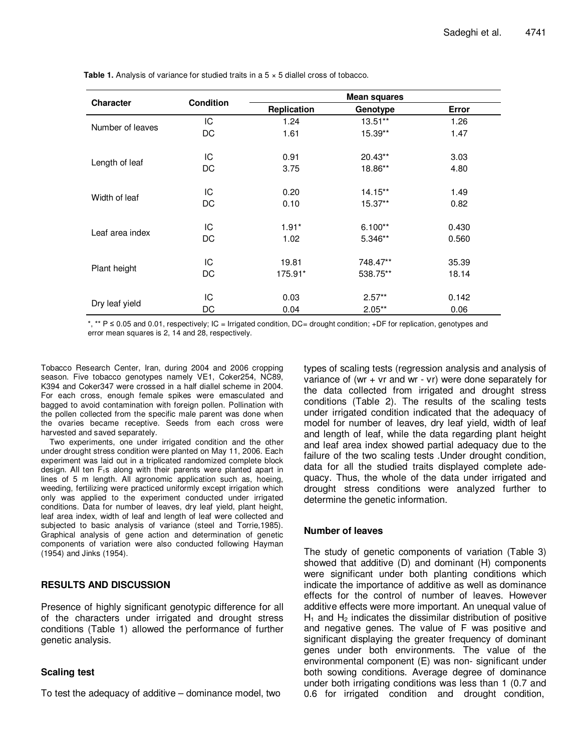**Table 1.** Analysis of variance for studied traits in a 5 × 5 diallel cross of tobacco.

| Character | Condition | Mean squares | | |
|---|---|---|---|---|
| | | Replication | Genotype | Error |
| Number of leaves | IC | 1.24 | 13.51** | 1.26 |
| | DC | 1.61 | 15.39** | 1.47 |
| Length of leaf | IC | 0.91 | 20.43** | 3.03 |
| | DC | 3.75 | 18.86** | 4.80 |
| Width of leaf | IC | 0.20 | 14.15** | 1.49 |
| | DC | 0.10 | 15.37** | 0.82 |
| Leaf area index | IC | 1.91* | 6.100** | 0.430 |
| | DC | 1.02 | 5.346** | 0.560 |
| Plant height | IC | 19.81 | 748.47** | 35.39 |
| | DC | 175.91* | 538.75** | 18.14 |
| Dry leaf yield | IC | 0.03 | 2.57** | 0.142 |
| | DC | 0.04 | 2.05** | 0.06 |

*, ** P ≤ 0.05 and 0.01, respectively; IC = Irrigated condition, DC= drought condition; +DF for replication, genotypes and error mean squares is 2, 14 and 28, respectively.

Tobacco Research Center, Iran, during 2004 and 2006 cropping season. Five tobacco genotypes namely VE1, Coker254, NC89, K394 and Coker347 were crossed in a half diallel scheme in 2004. For each cross, enough female spikes were emasculated and bagged to avoid contamination with foreign pollen. Pollination with the pollen collected from the specific male parent was done when the ovaries became receptive. Seeds from each cross were harvested and saved separately.

Two experiments, one under irrigated condition and the other under drought stress condition were planted on May 11, 2006. Each experiment was laid out in a triplicated randomized complete block design. All ten $F_1$s along with their parents were planted apart in lines of 5 m length. All agronomic application such as, hoeing, weeding, fertilizing were practiced uniformly except irrigation which only was applied to the experiment conducted under irrigated conditions. Data for number of leaves, dry leaf yield, plant height, leaf area index, width of leaf and length of leaf were collected and subjected to basic analysis of variance (steel and Torrie,1985). Graphical analysis of gene action and determination of genetic components of variation were also conducted following Hayman (1954) and Jinks (1954).

## RESULTS AND DISCUSSION

Presence of highly significant genotypic difference for all of the characters under irrigated and drought stress conditions (Table 1) allowed the performance of further genetic analysis.

### Scaling test

To test the adequacy of additive – dominance model, two types of scaling tests (regression analysis and analysis of variance of (wr + vr and wr - vr) were done separately for the data collected from irrigated and drought stress conditions (Table 2). The results of the scaling tests under irrigated condition indicated that the adequacy of model for number of leaves, dry leaf yield, width of leaf and length of leaf, while the data regarding plant height and leaf area index showed partial adequacy due to the failure of the two scaling tests .Under drought condition, data for all the studied traits displayed complete adequacy. Thus, the whole of the data under irrigated and drought stress conditions were analyzed further to determine the genetic information.

### Number of leaves

The study of genetic components of variation (Table 3) showed that additive (D) and dominant (H) components were significant under both planting conditions which indicate the importance of additive as well as dominance effects for the control of number of leaves. However additive effects were more important. An unequal value of $H_1$ and $H_2$ indicates the dissimilar distribution of positive and negative genes. The value of F was positive and significant displaying the greater frequency of dominant genes under both environments. The value of the environmental component (E) was non- significant under both sowing conditions. Average degree of dominance under both irrigating conditions was less than 1 (0.7 and 0.6 for irrigated condition and drought condition,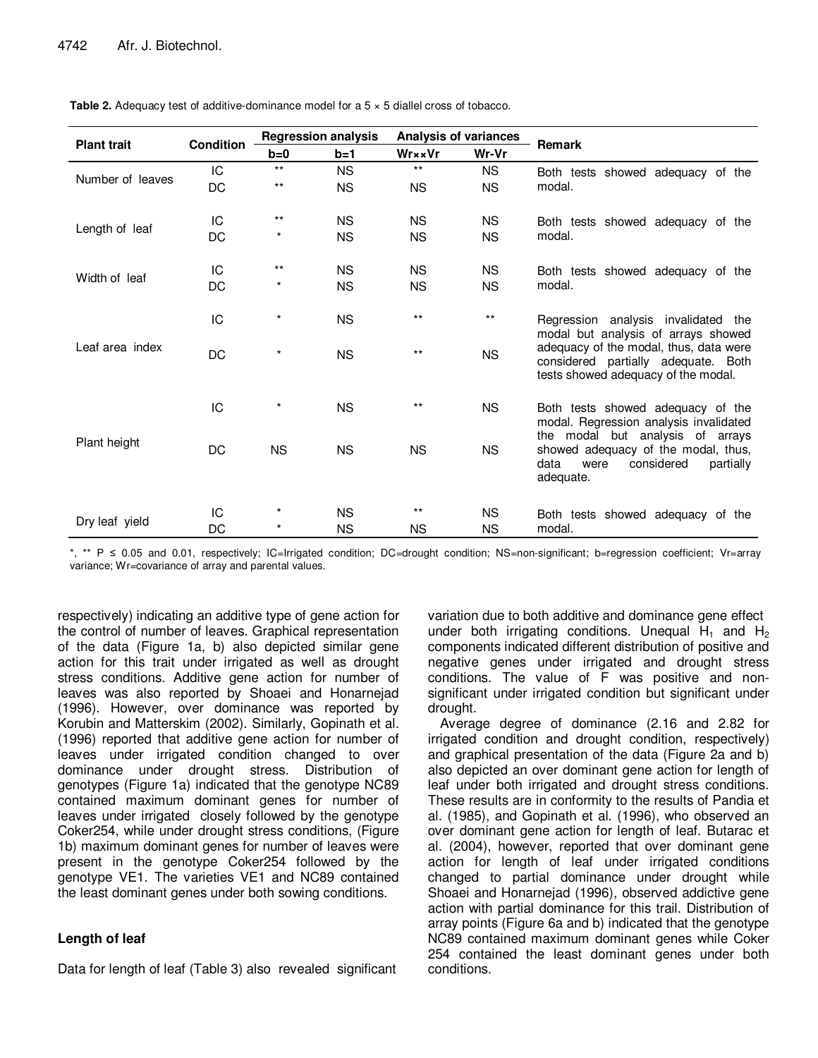**Table 2.** Adequacy test of additive-dominance model for a 5 × 5 diallel cross of tobacco.

| Plant trait | Condition | Regression analysis | | Analysis of variances | | Remark |
|---|---|---|---|---|---|---|
| | | b=0 | b=1 | Wr××Vr | Wr-Vr | |
| Number of leaves | IC | ** | NS | ** | NS | Both tests showed adequacy of the modal. |
| | DC | ** | NS | NS | NS | |
| Length of leaf | IC | ** | NS | NS | NS | Both tests showed adequacy of the modal. |
| | DC | * | NS | NS | NS | |
| Width of leaf | IC | ** | NS | NS | NS | Both tests showed adequacy of the modal. |
| | DC | * | NS | NS | NS | |
| Leaf area index | IC | * | NS | ** | ** | Regression analysis invalidated the modal but analysis of arrays showed adequacy of the modal, thus, data were considered partially adequate. Both tests showed adequacy of the modal. |
| | DC | * | NS | ** | NS | |
| Plant height | IC | * | NS | ** | NS | Both tests showed adequacy of the modal. Regression analysis invalidated the modal but analysis of arrays showed adequacy of the modal, thus, data were considered partially adequate. |
| | DC | NS | NS | NS | NS | |
| Dry leaf yield | IC | * | NS | ** | NS | Both tests showed adequacy of the modal. |
| | DC | * | NS | NS | NS | |

*, ** P ≤ 0.05 and 0.01, respectively; IC=Irrigated condition; DC=drought condition; NS=non-significant; b=regression coefficient; Vr=array variance; Wr=covariance of array and parental values.

respectively) indicating an additive type of gene action for the control of number of leaves. Graphical representation of the data (Figure 1a, b) also depicted similar gene action for this trait under irrigated as well as drought stress conditions. Additive gene action for number of leaves was also reported by Shoaei and Honarnejad (1996). However, over dominance was reported by Korubin and Matterskim (2002). Similarly, Gopinath et al. (1996) reported that additive gene action for number of leaves under irrigated condition changed to over dominance under drought stress. Distribution of genotypes (Figure 1a) indicated that the genotype NC89 contained maximum dominant genes for number of leaves under irrigated closely followed by the genotype Coker254, while under drought stress conditions, (Figure 1b) maximum dominant genes for number of leaves were present in the genotype Coker254 followed by the genotype VE1. The varieties VE1 and NC89 contained the least dominant genes under both sowing conditions.

## Length of leaf

Data for length of leaf (Table 3) also revealed significant variation due to both additive and dominance gene effect under both irrigating conditions. Unequal $H_1$ and $H_2$ components indicated different distribution of positive and negative genes under irrigated and drought stress conditions. The value of F was positive and non-significant under irrigated condition but significant under drought.

Average degree of dominance (2.16 and 2.82 for irrigated condition and drought condition, respectively) and graphical presentation of the data (Figure 2a and b) also depicted an over dominant gene action for length of leaf under both irrigated and drought stress conditions. These results are in conformity to the results of Pandia et al. (1985), and Gopinath et al. (1996), who observed an over dominant gene action for length of leaf. Butarac et al. (2004), however, reported that over dominant gene action for length of leaf under irrigated conditions changed to partial dominance under drought while Shoaei and Honarnejad (1996), observed addictive gene action with partial dominance for this trail. Distribution of array points (Figure 6a and b) indicated that the genotype NC89 contained maximum dominant genes while Coker 254 contained the least dominant genes under both conditions.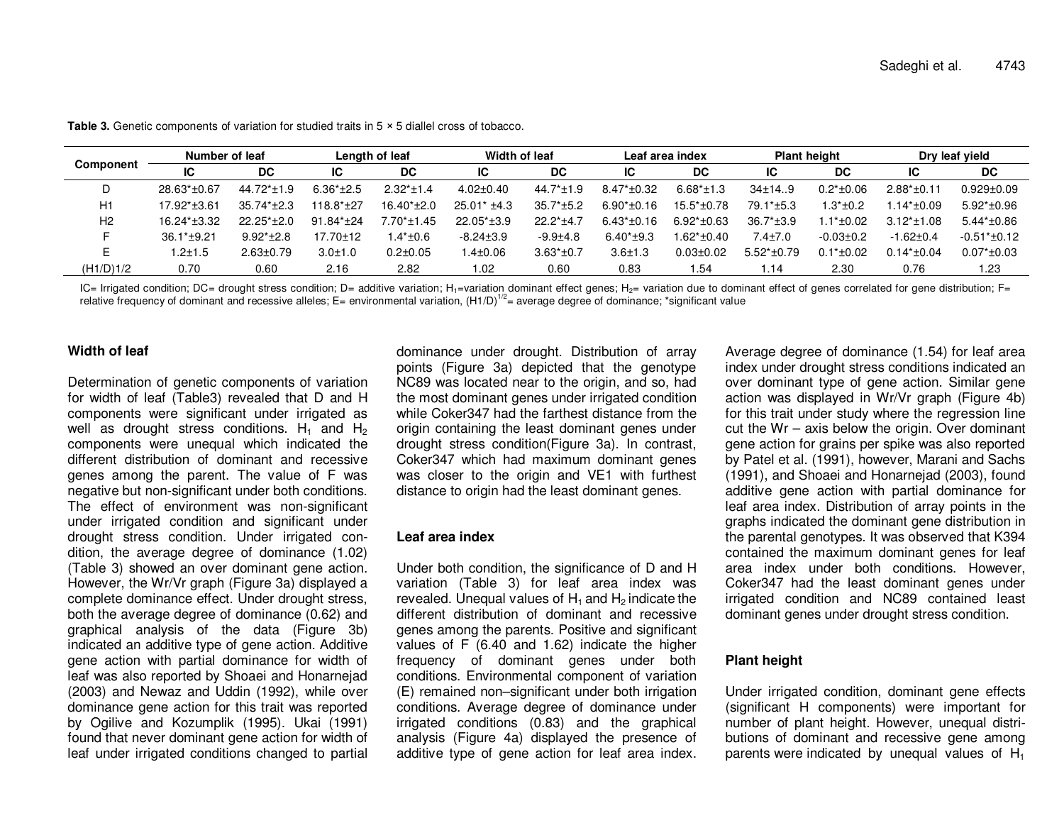**Table 3.** Genetic components of variation for studied traits in 5 × 5 diallel cross of tobacco.

| Component | Number of leaf | | Length of leaf | | Width of leaf | | Leaf area index | | Plant height | | Dry leaf yield | |
|---|---|---|---|---|---|---|---|---|---|---|---|---|
| | IC | DC | IC | DC | IC | DC | IC | DC | IC | DC | IC | DC |
| D | 28.63*±0.67 | 44.72*±1.9 | 6.36*±2.5 | 2.32*±1.4 | 4.02±0.40 | 44.7*±1.9 | 8.47*±0.32 | 6.68*±1.3 | 34±14..9 | 0.2*±0.06 | 2.88*±0.11 | 0.929±0.09 |
| H1 | 17.92*±3.61 | 35.74*±2.3 | 118.8*±27 | 16.40*±2.0 | 25.01* ±4.3 | 35.7*±5.2 | 6.90*±0.16 | 15.5*±0.78 | 79.1*±5.3 | 1.3*±0.2 | 1.14*±0.09 | 5.92*±0.96 |
| H2 | 16.24*±3.32 | 22.25*±2.0 | 91.84*±24 | 7.70*±1.45 | 22.05*±3.9 | 22.2*±4.7 | 6.43*±0.16 | 6.92*±0.63 | 36.7*±3.9 | 1.1*±0.02 | 3.12*±1.08 | 5.44*±0.86 |
| F | 36.1*±9.21 | 9.92*±2.8 | 17.70±12 | 1.4*±0.6 | -8.24±3.9 | -9.9±4.8 | 6.40*±9.3 | 1.62*±0.40 | 7.4±7.0 | -0.03±0.2 | -1.62±0.4 | -0.51*±0.12 |
| E | 1.2±1.5 | 2.63±0.79 | 3.0±1.0 | 0.2±0.05 | 1.4±0.06 | 3.63*±0.7 | 3.6±1.3 | 0.03±0.02 | 5.52*±0.79 | 0.1*±0.02 | 0.14*±0.04 | 0.07*±0.03 |
| (H1/D)1/2 | 0.70 | 0.60 | 2.16 | 2.82 | 1.02 | 0.60 | 0.83 | 1.54 | 1.14 | 2.30 | 0.76 | 1.23 |

IC= Irrigated condition; DC= drought stress condition; D= additive variation; $H_1$=variation dominant effect genes; $H_2$= variation due to dominant effect of genes correlated for gene distribution; F= relative frequency of dominant and recessive alleles; E= environmental variation, $(H1/D)^{1/2}$= average degree of dominance; *significant value

### Width of leaf

Determination of genetic components of variation for width of leaf (Table3) revealed that D and H components were significant under irrigated as well as drought stress conditions. $H_1$ and $H_2$ components were unequal which indicated the different distribution of dominant and recessive genes among the parent. The value of F was negative but non-significant under both conditions. The effect of environment was non-significant under irrigated condition and significant under drought stress condition. Under irrigated condition, the average degree of dominance (1.02) (Table 3) showed an over dominant gene action. However, the Wr/Vr graph (Figure 3a) displayed a complete dominance effect. Under drought stress, both the average degree of dominance (0.62) and graphical analysis of the data (Figure 3b) indicated an additive type of gene action. Additive gene action with partial dominance for width of leaf was also reported by Shoaei and Honarnejad (2003) and Newaz and Uddin (1992), while over dominance gene action for this trait was reported by Ogilive and Kozumplik (1995). Ukai (1991) found that never dominant gene action for width of leaf under irrigated conditions changed to partial dominance under drought. Distribution of array points (Figure 3a) depicted that the genotype NC89 was located near to the origin, and so, had the most dominant genes under irrigated condition while Coker347 had the farthest distance from the origin containing the least dominant genes under drought stress condition(Figure 3a). In contrast, Coker347 which had maximum dominant genes was closer to the origin and VE1 with furthest distance to origin had the least dominant genes.

### Leaf area index

Under both condition, the significance of D and H variation (Table 3) for leaf area index was revealed. Unequal values of $H_1$ and $H_2$ indicate the different distribution of dominant and recessive genes among the parents. Positive and significant values of F (6.40 and 1.62) indicate the higher frequency of dominant genes under both conditions. Environmental component of variation (E) remained non–significant under both irrigation conditions. Average degree of dominance under irrigated conditions (0.83) and the graphical analysis (Figure 4a) displayed the presence of additive type of gene action for leaf area index. Average degree of dominance (1.54) for leaf area index under drought stress conditions indicated an over dominant type of gene action. Similar gene action was displayed in Wr/Vr graph (Figure 4b) for this trait under study where the regression line cut the Wr – axis below the origin. Over dominant gene action for grains per spike was also reported by Patel et al. (1991), however, Marani and Sachs (1991), and Shoaei and Honarnejad (2003), found additive gene action with partial dominance for leaf area index. Distribution of array points in the graphs indicated the dominant gene distribution in the parental genotypes. It was observed that K394 contained the maximum dominant genes for leaf area index under both conditions. However, Coker347 had the least dominant genes under irrigated condition and NC89 contained least dominant genes under drought stress condition.

### Plant height

Under irrigated condition, dominant gene effects (significant H components) were important for number of plant height. However, unequal distributions of dominant and recessive gene among parents were indicated by unequal values of $H_1$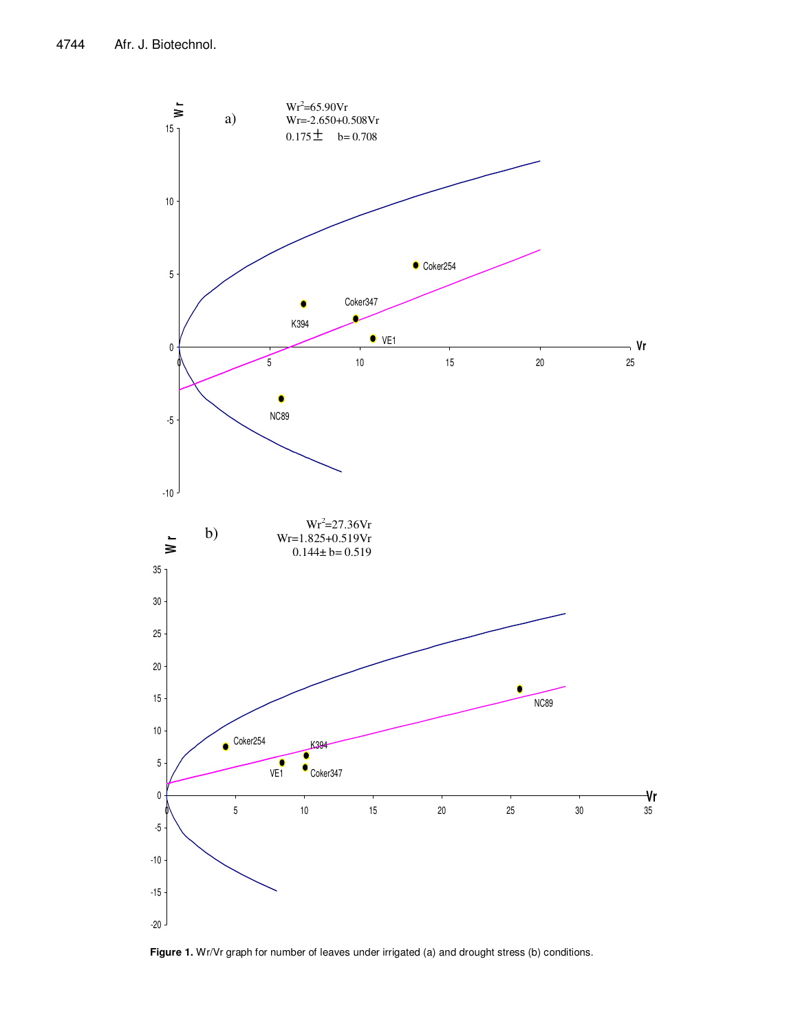Figure 1. Wr/Vr graph for number of leaves under irrigated (a) and drought stress (b) conditions.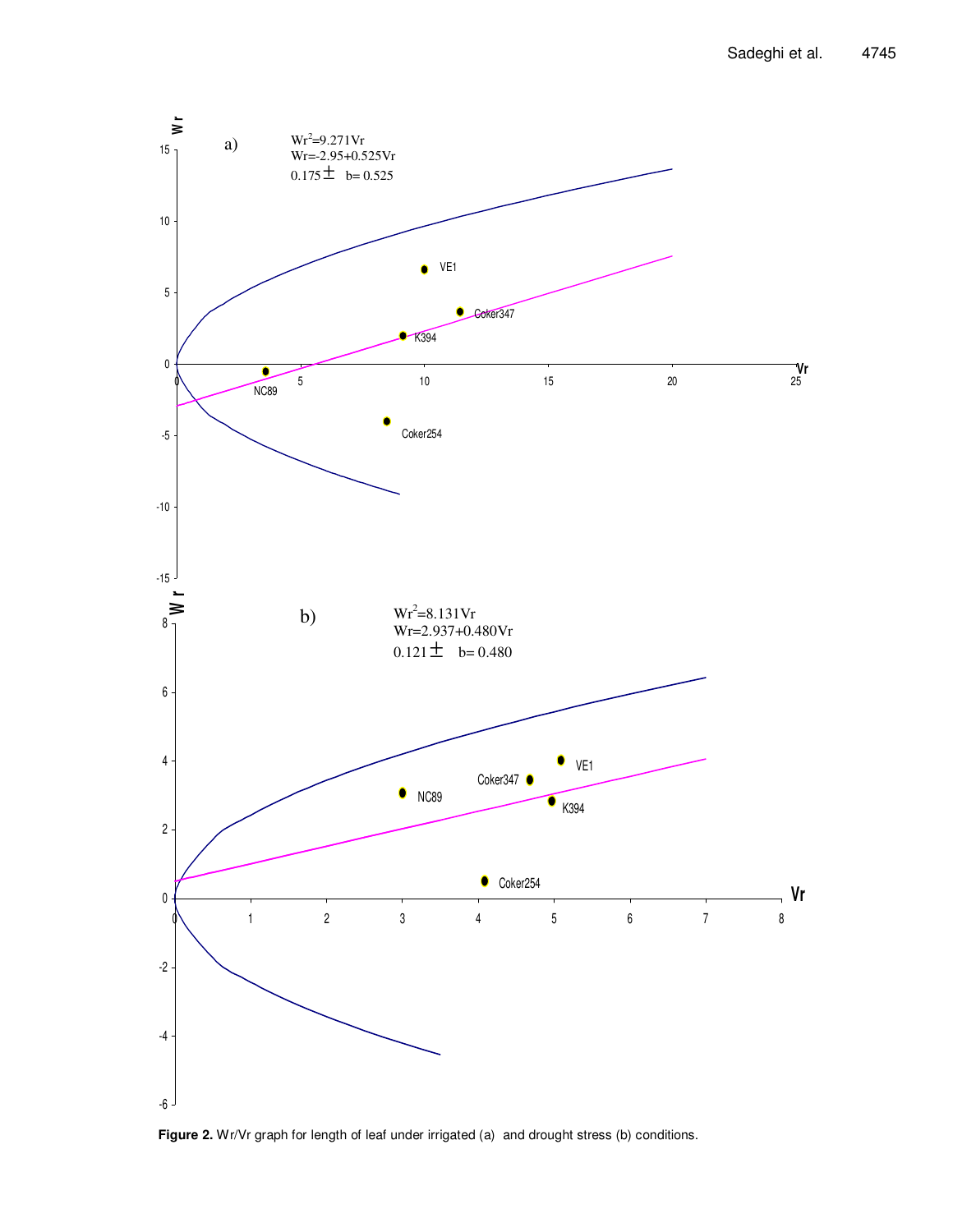a)

$Wr^2$=9.271Vr
Wr=-2.95+0.525Vr
0.175± b= 0.525

b)

$Wr^2$=8.131Vr
Wr=2.937+0.480Vr
0.121± b= 0.480

**Figure 2.** Wr/Vr graph for length of leaf under irrigated (a) and drought stress (b) conditions.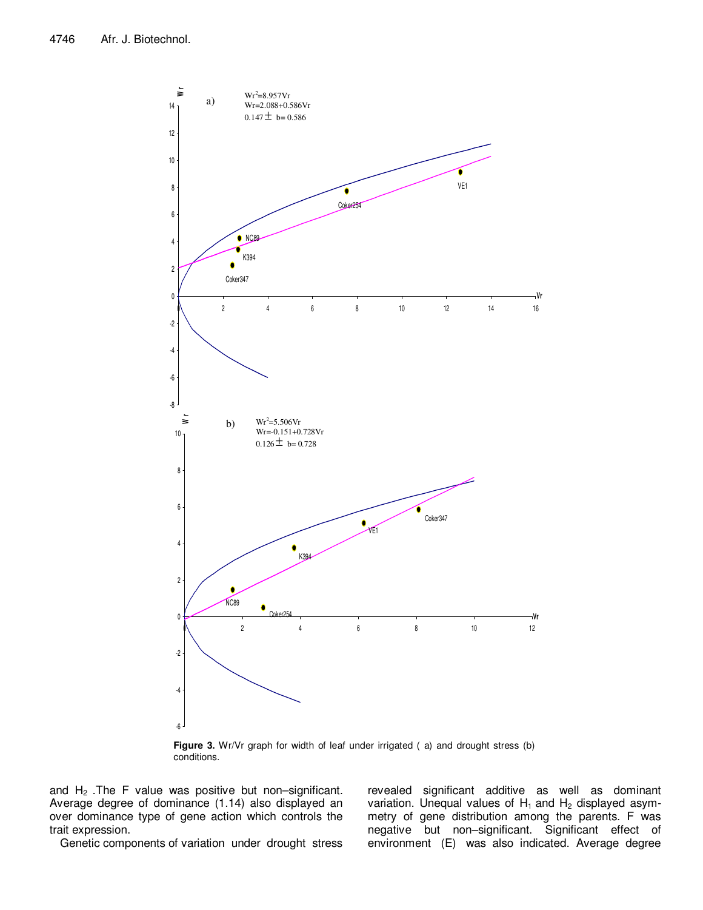**Figure 3.** Wr/Vr graph for width of leaf under irrigated ( a) and drought stress (b) conditions.

and $H_2$ .The F value was positive but non–significant. Average degree of dominance (1.14) also displayed an over dominance type of gene action which controls the trait expression.

Genetic components of variation under drought stress revealed significant additive as well as dominant variation. Unequal values of $H_1$ and $H_2$ displayed asymmetry of gene distribution among the parents. F was negative but non–significant. Significant effect of environment (E) was also indicated. Average degree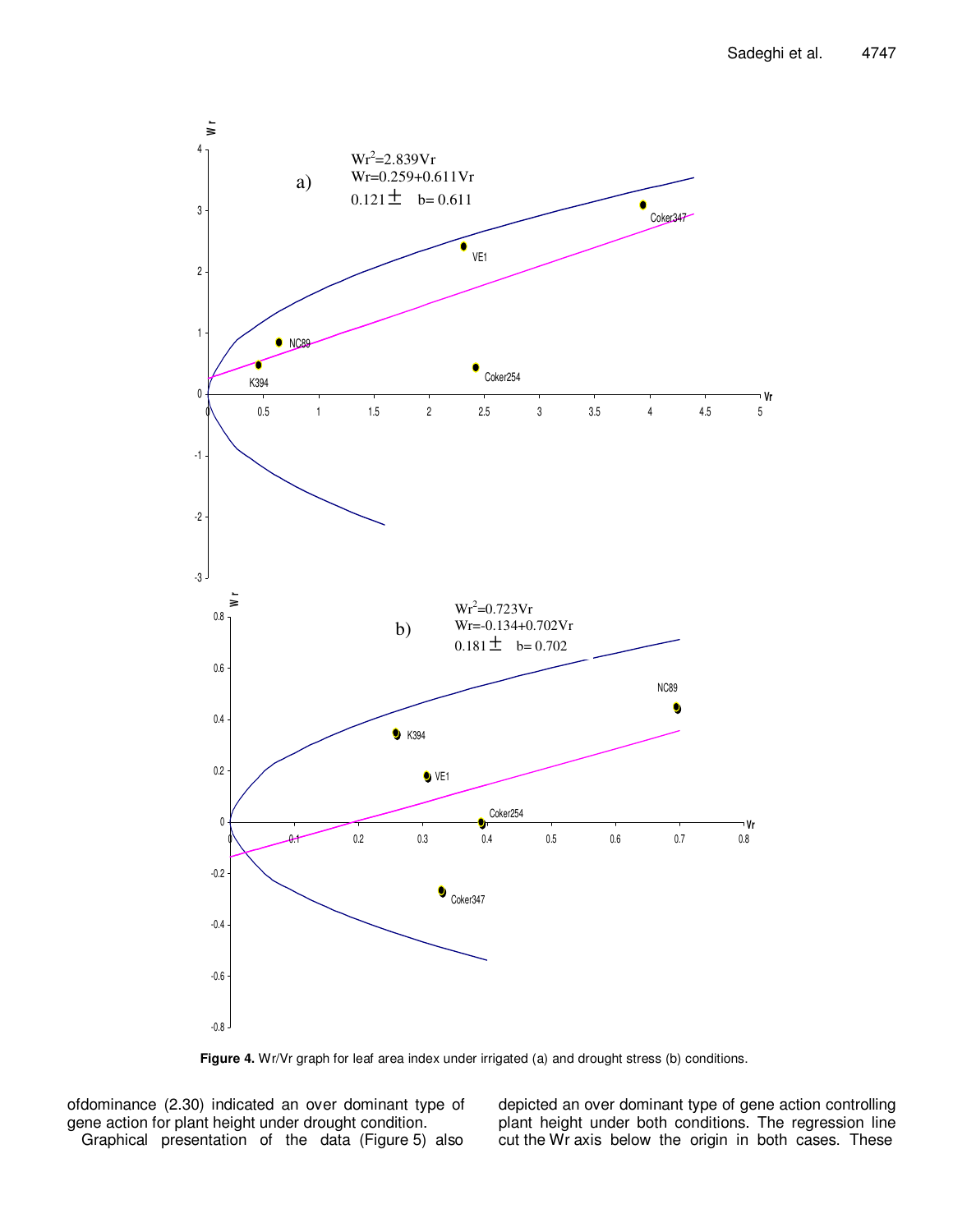**Figure 4.** Wr/Vr graph for leaf area index under irrigated (a) and drought stress (b) conditions.

ofdominance (2.30) indicated an over dominant type of gene action for plant height under drought condition.

Graphical presentation of the data (Figure 5) also depicted an over dominant type of gene action controlling plant height under both conditions. The regression line cut the Wr axis below the origin in both cases. These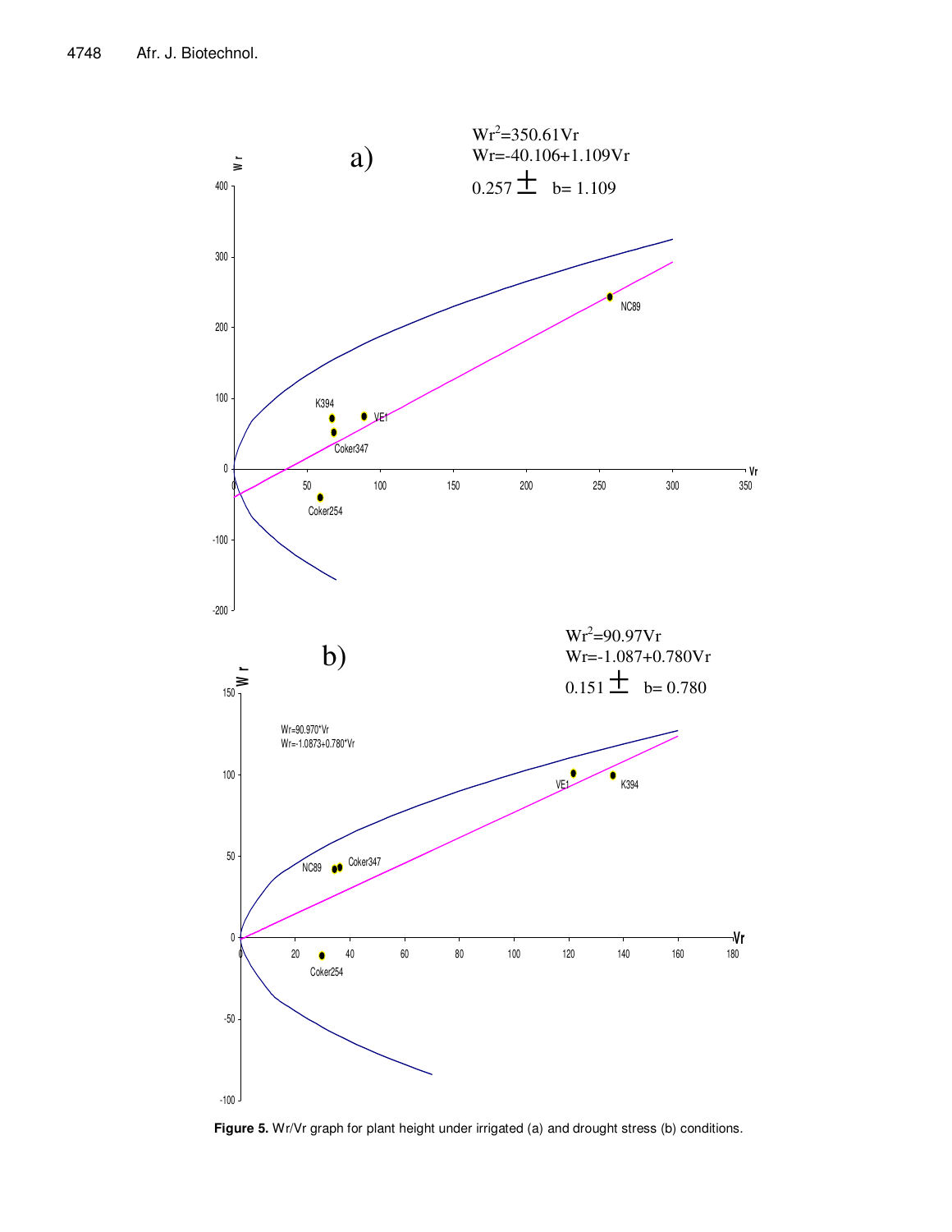Figure 5. Wr/Vr graph for plant height under irrigated (a) and drought stress (b) conditions.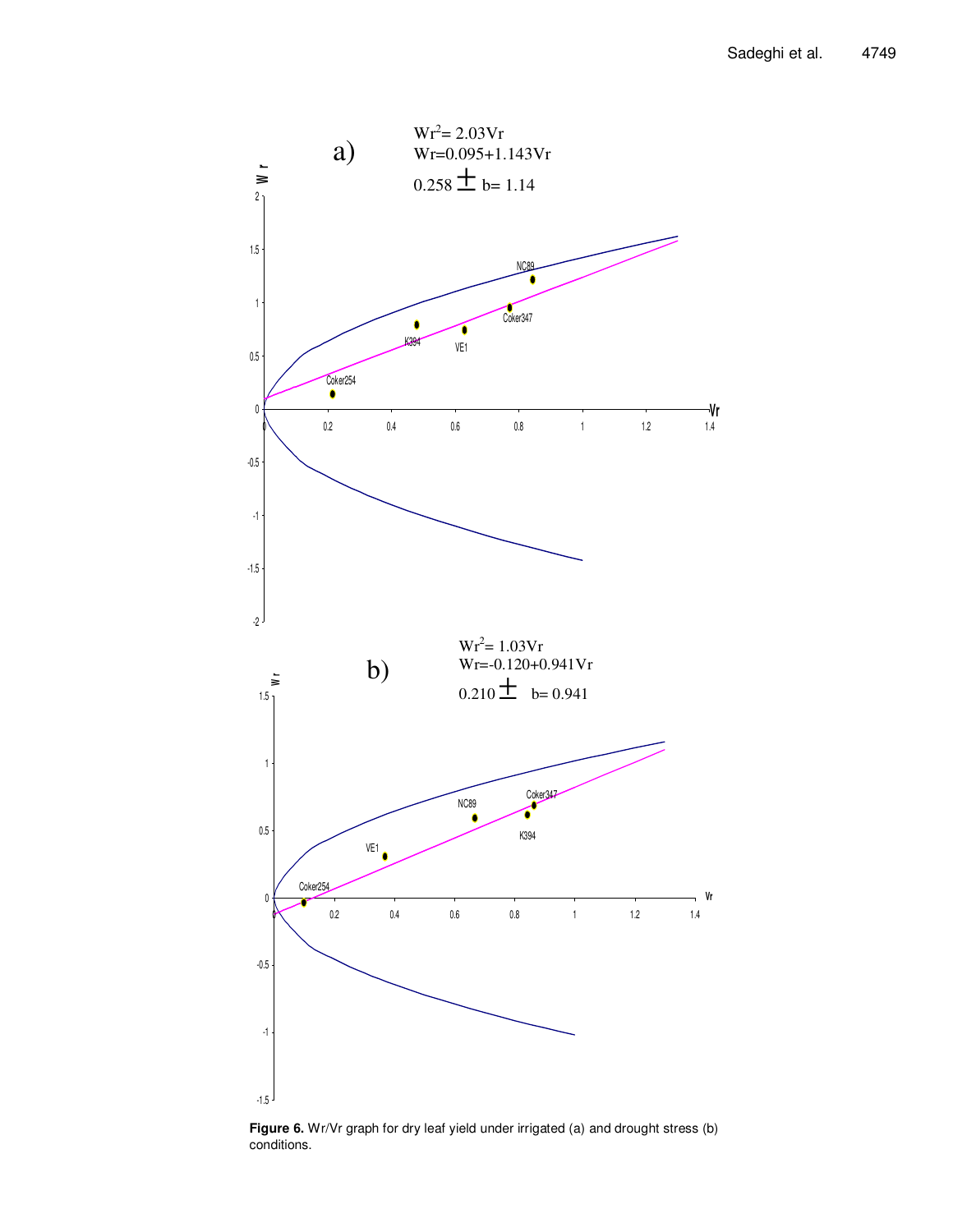a)

$Wr^2 = 2.03Vr$
$Wr = 0.095 + 1.143Vr$
$0.258 \pm b = 1.14$

b)

$Wr^2 = 1.03Vr$
$Wr = -0.120 + 0.941Vr$
$0.210 \pm b = 0.941$

**Figure 6.** Wr/Vr graph for dry leaf yield under irrigated (a) and drought stress (b) conditions.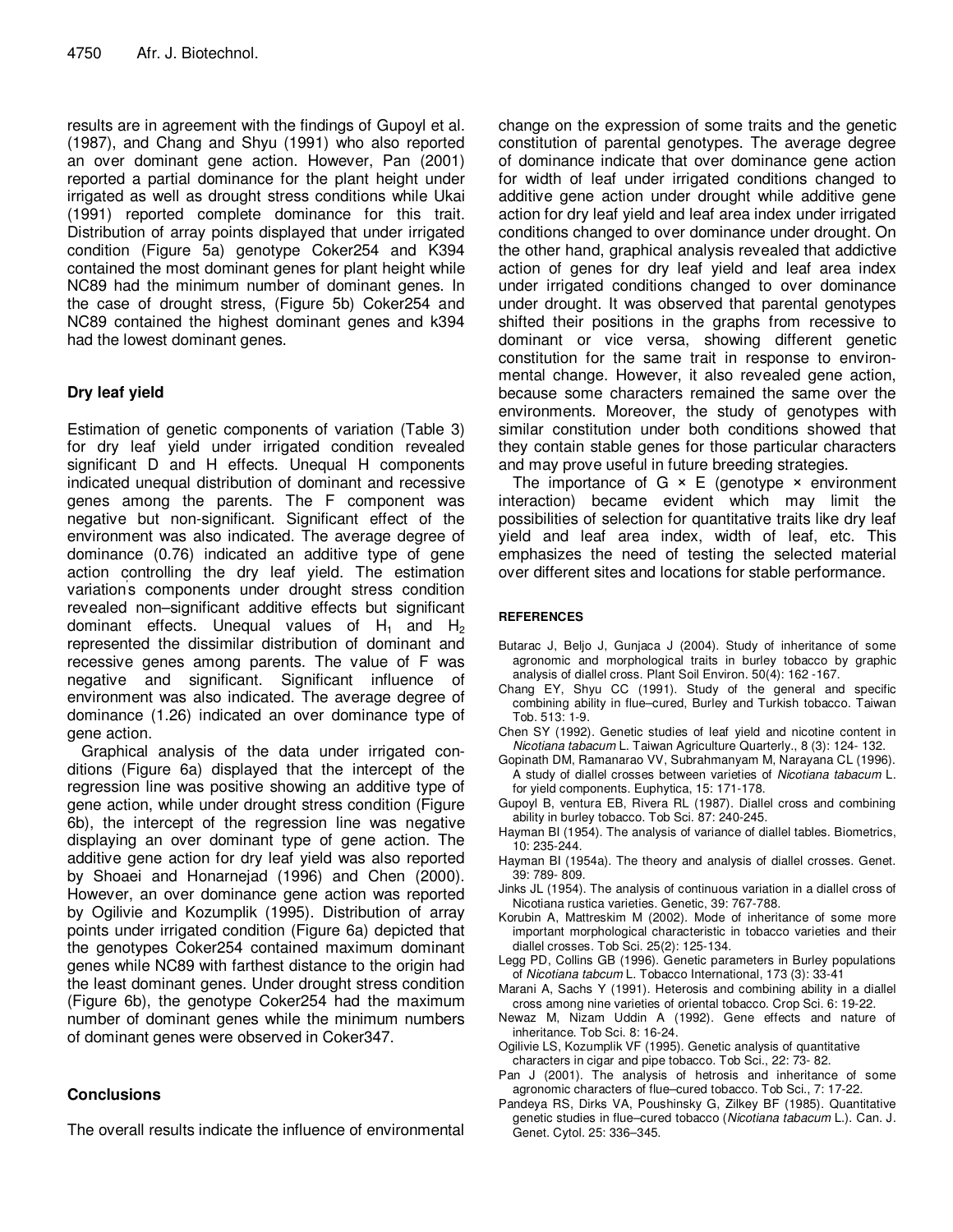results are in agreement with the findings of Gupoyl et al. (1987), and Chang and Shyu (1991) who also reported an over dominant gene action. However, Pan (2001) reported a partial dominance for the plant height under irrigated as well as drought stress conditions while Ukai (1991) reported complete dominance for this trait. Distribution of array points displayed that under irrigated condition (Figure 5a) genotype Coker254 and K394 contained the most dominant genes for plant height while NC89 had the minimum number of dominant genes. In the case of drought stress, (Figure 5b) Coker254 and NC89 contained the highest dominant genes and k394 had the lowest dominant genes.

### Dry leaf yield

Estimation of genetic components of variation (Table 3) for dry leaf yield under irrigated condition revealed significant D and H effects. Unequal H components indicated unequal distribution of dominant and recessive genes among the parents. The F component was negative but non-significant. Significant effect of the environment was also indicated. The average degree of dominance (0.76) indicated an additive type of gene action controlling the dry leaf yield. The estimation variation's components under drought stress condition revealed non–significant additive effects but significant dominant effects. Unequal values of $H_1$ and $H_2$ represented the dissimilar distribution of dominant and recessive genes among parents. The value of F was negative and significant. Significant influence of environment was also indicated. The average degree of dominance (1.26) indicated an over dominance type of gene action.

Graphical analysis of the data under irrigated conditions (Figure 6a) displayed that the intercept of the regression line was positive showing an additive type of gene action, while under drought stress condition (Figure 6b), the intercept of the regression line was negative displaying an over dominant type of gene action. The additive gene action for dry leaf yield was also reported by Shoaei and Honarnejad (1996) and Chen (2000). However, an over dominance gene action was reported by Ogilivie and Kozumplik (1995). Distribution of array points under irrigated condition (Figure 6a) depicted that the genotypes Coker254 contained maximum dominant genes while NC89 with farthest distance to the origin had the least dominant genes. Under drought stress condition (Figure 6b), the genotype Coker254 had the maximum number of dominant genes while the minimum numbers of dominant genes were observed in Coker347.

## Conclusions

The overall results indicate the influence of environmental change on the expression of some traits and the genetic constitution of parental genotypes. The average degree of dominance indicate that over dominance gene action for width of leaf under irrigated conditions changed to additive gene action under drought while additive gene action for dry leaf yield and leaf area index under irrigated conditions changed to over dominance under drought. On the other hand, graphical analysis revealed that addictive action of genes for dry leaf yield and leaf area index under irrigated conditions changed to over dominance under drought. It was observed that parental genotypes shifted their positions in the graphs from recessive to dominant or vice versa, showing different genetic constitution for the same trait in response to environmental change. However, it also revealed gene action, because some characters remained the same over the environments. Moreover, the study of genotypes with similar constitution under both conditions showed that they contain stable genes for those particular characters and may prove useful in future breeding strategies.

The importance of G × E (genotype × environment interaction) became evident which may limit the possibilities of selection for quantitative traits like dry leaf yield and leaf area index, width of leaf, etc. This emphasizes the need of testing the selected material over different sites and locations for stable performance.

## REFERENCES

Butarac J, Beljo J, Gunjaca J (2004). Study of inheritance of some agronomic and morphological traits in burley tobacco by graphic analysis of diallel cross. Plant Soil Environ. 50(4): 162 -167.

Chang EY, Shyu CC (1991). Study of the general and specific combining ability in flue–cured, Burley and Turkish tobacco. Taiwan Tob. 513: 1-9.

Chen SY (1992). Genetic studies of leaf yield and nicotine content in *Nicotiana tabacum* L. Taiwan Agriculture Quarterly., 8 (3): 124- 132.

Gopinath DM, Ramanarao VV, Subrahmanyam M, Narayana CL (1996). A study of diallel crosses between varieties of *Nicotiana tabacum* L. for yield components. Euphytica, 15: 171-178.

Gupoyl B, ventura EB, Rivera RL (1987). Diallel cross and combining ability in burley tobacco. Tob Sci. 87: 240-245.

Hayman BI (1954). The analysis of variance of diallel tables. Biometrics, 10: 235-244.

Hayman BI (1954a). The theory and analysis of diallel crosses. Genet. 39: 789- 809.

Jinks JL (1954). The analysis of continuous variation in a diallel cross of Nicotiana rustica varieties. Genetic, 39: 767-788.

Korubin A, Mattreskim M (2002). Mode of inheritance of some more important morphological characteristic in tobacco varieties and their diallel crosses. Tob Sci. 25(2): 125-134.

Legg PD, Collins GB (1996). Genetic parameters in Burley populations of *Nicotiana tabcum* L. Tobacco International, 173 (3): 33-41

Marani A, Sachs Y (1991). Heterosis and combining ability in a diallel cross among nine varieties of oriental tobacco. Crop Sci. 6: 19-22.

Newaz M, Nizam Uddin A (1992). Gene effects and nature of inheritance. Tob Sci. 8: 16-24.

Ogilivie LS, Kozumplik VF (1995). Genetic analysis of quantitative characters in cigar and pipe tobacco. Tob Sci., 22: 73- 82.

Pan J (2001). The analysis of hetrosis and inheritance of some agronomic characters of flue–cured tobacco. Tob Sci., 7: 17-22.

Pandeya RS, Dirks VA, Poushinsky G, Zilkey BF (1985). Quantitative genetic studies in flue–cured tobacco (*Nicotiana tabacum* L.). Can. J. Genet. Cytol. 25: 336–345.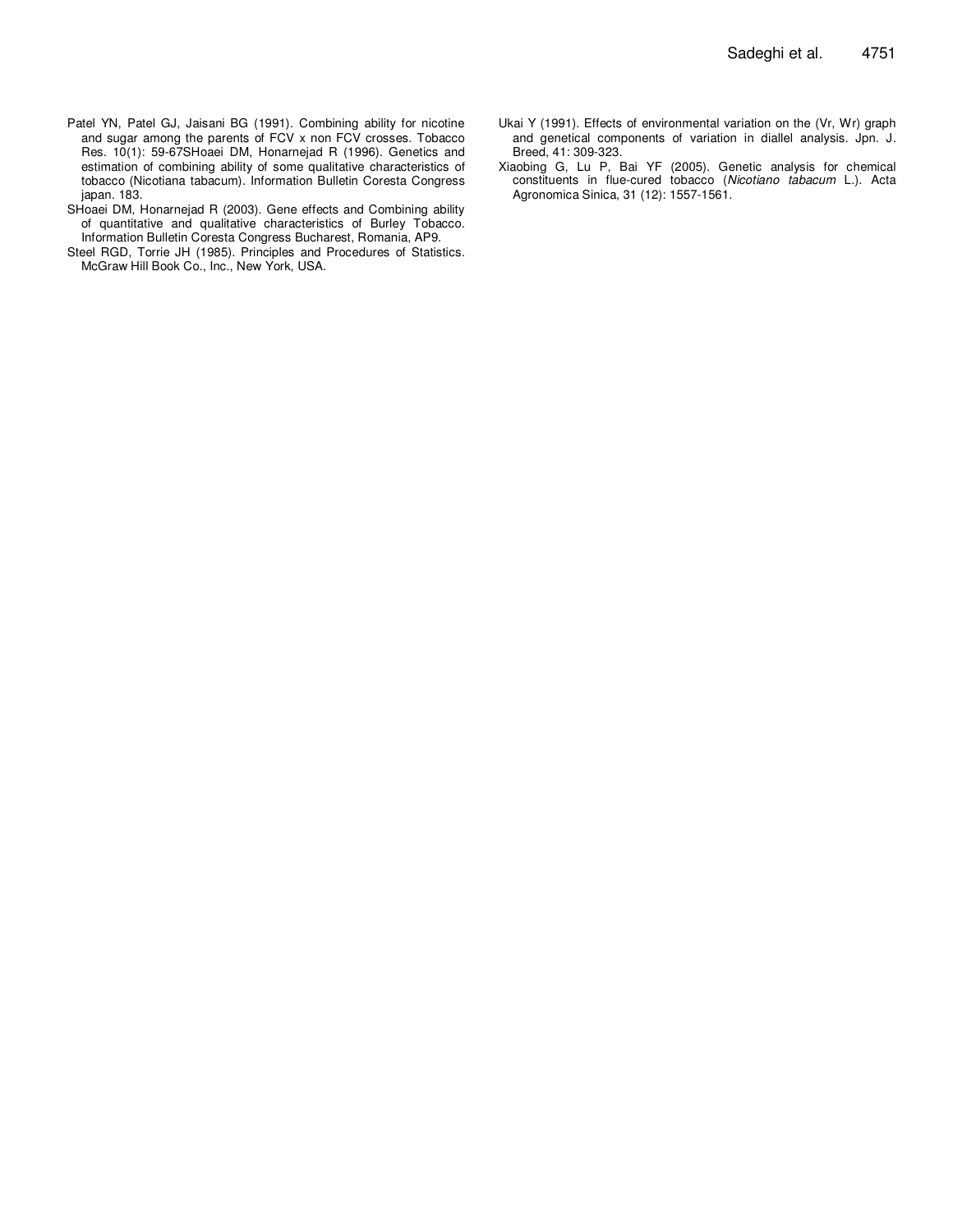Patel YN, Patel GJ, Jaisani BG (1991). Combining ability for nicotine and sugar among the parents of FCV x non FCV crosses. Tobacco Res. 10(1): 59-67SHoaei DM, Honarnejad R (1996). Genetics and estimation of combining ability of some qualitative characteristics of tobacco (Nicotiana tabacum). Information Bulletin Coresta Congress japan. 183.

SHoaei DM, Honarnejad R (2003). Gene effects and Combining ability of quantitative and qualitative characteristics of Burley Tobacco. Information Bulletin Coresta Congress Bucharest, Romania, AP9.

Steel RGD, Torrie JH (1985). Principles and Procedures of Statistics. McGraw Hill Book Co., Inc., New York, USA.

Ukai Y (1991). Effects of environmental variation on the (Vr, Wr) graph and genetical components of variation in diallel analysis. Jpn. J. Breed, 41: 309-323.

Xiaobing G, Lu P, Bai YF (2005). Genetic analysis for chemical constituents in flue-cured tobacco (*Nicotiano tabacum* L.). Acta Agronomica Sinica, 31 (12): 1557-1561.